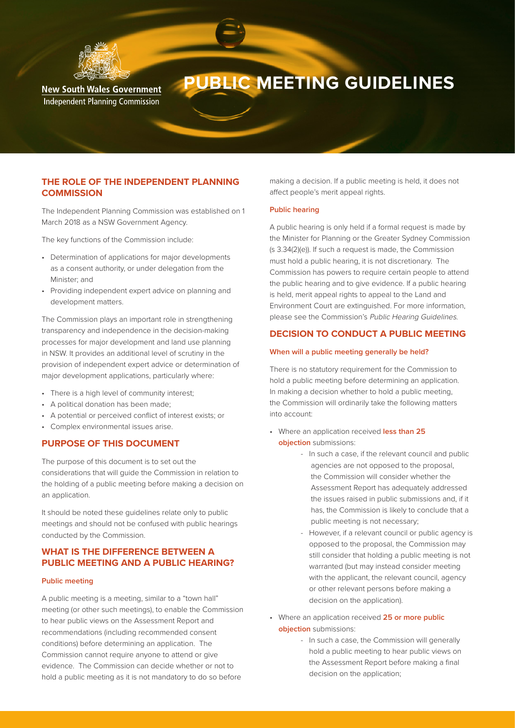New South Wales Government
Independent Planning Commission

# PUBLIC MEETING GUIDELINES

## THE ROLE OF THE INDEPENDENT PLANNING COMMISSION

The Independent Planning Commission was established on 1 March 2018 as a NSW Government Agency.

The key functions of the Commission include:

- Determination of applications for major developments as a consent authority, or under delegation from the Minister; and
- Providing independent expert advice on planning and development matters.

The Commission plays an important role in strengthening transparency and independence in the decision-making processes for major development and land use planning in NSW. It provides an additional level of scrutiny in the provision of independent expert advice or determination of major development applications, particularly where:

- There is a high level of community interest;
- A political donation has been made;
- A potential or perceived conflict of interest exists; or
- Complex environmental issues arise.

## PURPOSE OF THIS DOCUMENT

The purpose of this document is to set out the considerations that will guide the Commission in relation to the holding of a public meeting before making a decision on an application.

It should be noted these guidelines relate only to public meetings and should not be confused with public hearings conducted by the Commission.

## WHAT IS THE DIFFERENCE BETWEEN A PUBLIC MEETING AND A PUBLIC HEARING?

### Public meeting

A public meeting is a meeting, similar to a "town hall" meeting (or other such meetings), to enable the Commission to hear public views on the Assessment Report and recommendations (including recommended consent conditions) before determining an application. The Commission cannot require anyone to attend or give evidence. The Commission can decide whether or not to hold a public meeting as it is not mandatory to do so before making a decision. If a public meeting is held, it does not affect people's merit appeal rights.

### Public hearing

A public hearing is only held if a formal request is made by the Minister for Planning or the Greater Sydney Commission (s 3.34(2)(e)). If such a request is made, the Commission must hold a public hearing, it is not discretionary. The Commission has powers to require certain people to attend the public hearing and to give evidence. If a public hearing is held, merit appeal rights to appeal to the Land and Environment Court are extinguished. For more information, please see the Commission's *Public Hearing Guidelines*.

## DECISION TO CONDUCT A PUBLIC MEETING

### When will a public meeting generally be held?

There is no statutory requirement for the Commission to hold a public meeting before determining an application. In making a decision whether to hold a public meeting, the Commission will ordinarily take the following matters into account:

- Where an application received **less than 25 objection** submissions:
  - In such a case, if the relevant council and public agencies are not opposed to the proposal, the Commission will consider whether the Assessment Report has adequately addressed the issues raised in public submissions and, if it has, the Commission is likely to conclude that a public meeting is not necessary;
  - However, if a relevant council or public agency is opposed to the proposal, the Commission may still consider that holding a public meeting is not warranted (but may instead consider meeting with the applicant, the relevant council, agency or other relevant persons before making a decision on the application).
- Where an application received **25 or more public objection** submissions:
  - In such a case, the Commission will generally hold a public meeting to hear public views on the Assessment Report before making a final decision on the application;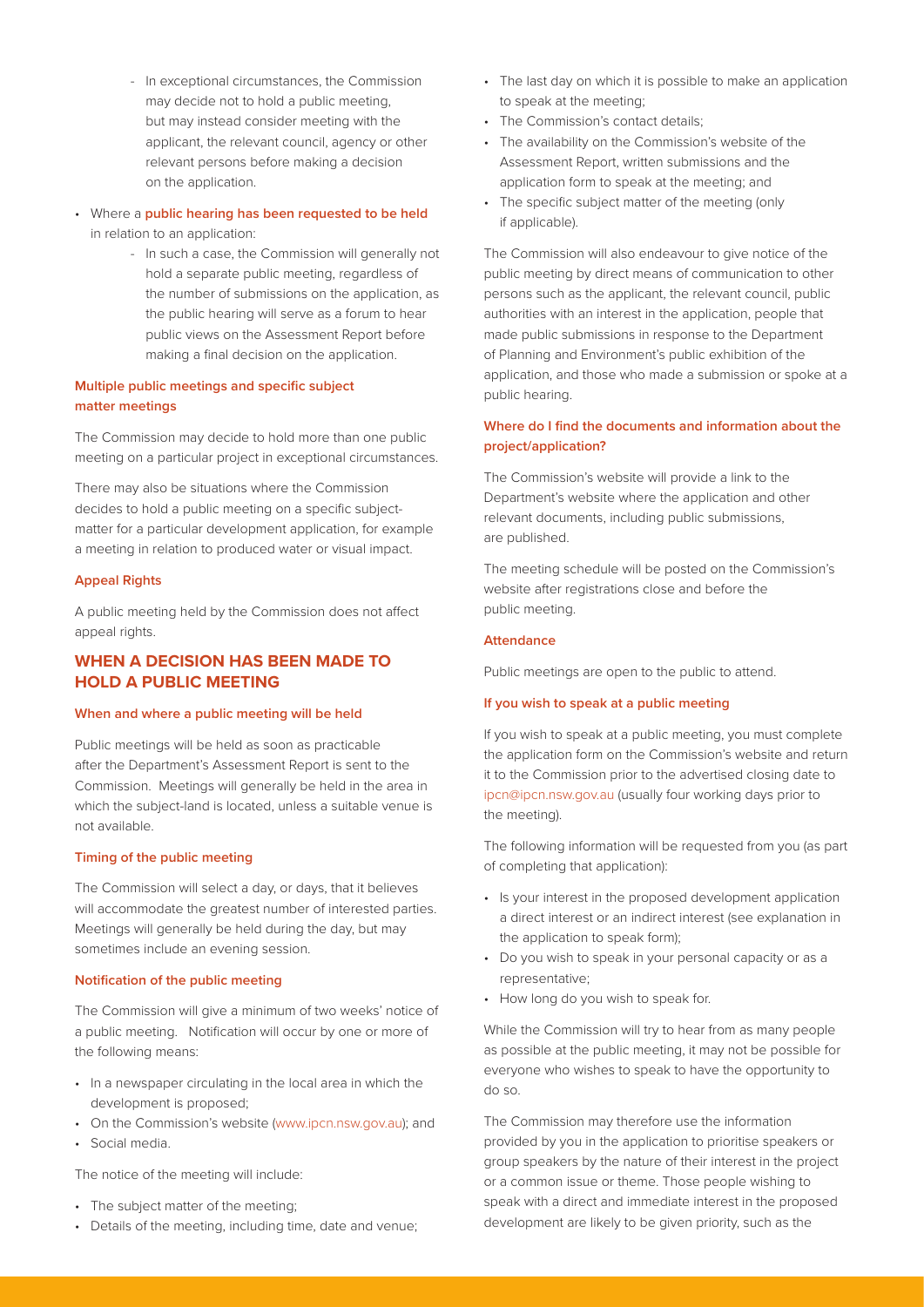- In exceptional circumstances, the Commission may decide not to hold a public meeting, but may instead consider meeting with the applicant, the relevant council, agency or other relevant persons before making a decision on the application.

- Where a **public hearing has been requested to be held** in relation to an application:
   - In such a case, the Commission will generally not hold a separate public meeting, regardless of the number of submissions on the application, as the public hearing will serve as a forum to hear public views on the Assessment Report before making a final decision on the application.

### Multiple public meetings and specific subject matter meetings

The Commission may decide to hold more than one public meeting on a particular project in exceptional circumstances.

There may also be situations where the Commission decides to hold a public meeting on a specific subject-matter for a particular development application, for example a meeting in relation to produced water or visual impact.

### Appeal Rights

A public meeting held by the Commission does not affect appeal rights.

## WHEN A DECISION HAS BEEN MADE TO HOLD A PUBLIC MEETING

### When and where a public meeting will be held

Public meetings will be held as soon as practicable after the Department's Assessment Report is sent to the Commission. Meetings will generally be held in the area in which the subject-land is located, unless a suitable venue is not available.

### Timing of the public meeting

The Commission will select a day, or days, that it believes will accommodate the greatest number of interested parties. Meetings will generally be held during the day, but may sometimes include an evening session.

### Notification of the public meeting

The Commission will give a minimum of two weeks' notice of a public meeting. Notification will occur by one or more of the following means:

- In a newspaper circulating in the local area in which the development is proposed;
- On the Commission's website (www.ipcn.nsw.gov.au); and
- Social media.

The notice of the meeting will include:

- The subject matter of the meeting;
- Details of the meeting, including time, date and venue;
- The last day on which it is possible to make an application to speak at the meeting;
- The Commission's contact details;
- The availability on the Commission's website of the Assessment Report, written submissions and the application form to speak at the meeting; and
- The specific subject matter of the meeting (only if applicable).

The Commission will also endeavour to give notice of the public meeting by direct means of communication to other persons such as the applicant, the relevant council, public authorities with an interest in the application, people that made public submissions in response to the Department of Planning and Environment's public exhibition of the application, and those who made a submission or spoke at a public hearing.

### Where do I find the documents and information about the project/application?

The Commission's website will provide a link to the Department's website where the application and other relevant documents, including public submissions, are published.

The meeting schedule will be posted on the Commission's website after registrations close and before the public meeting.

### Attendance

Public meetings are open to the public to attend.

### If you wish to speak at a public meeting

If you wish to speak at a public meeting, you must complete the application form on the Commission's website and return it to the Commission prior to the advertised closing date to ipcn@ipcn.nsw.gov.au (usually four working days prior to the meeting).

The following information will be requested from you (as part of completing that application):

- Is your interest in the proposed development application a direct interest or an indirect interest (see explanation in the application to speak form);
- Do you wish to speak in your personal capacity or as a representative;
- How long do you wish to speak for.

While the Commission will try to hear from as many people as possible at the public meeting, it may not be possible for everyone who wishes to speak to have the opportunity to do so.

The Commission may therefore use the information provided by you in the application to prioritise speakers or group speakers by the nature of their interest in the project or a common issue or theme. Those people wishing to speak with a direct and immediate interest in the proposed development are likely to be given priority, such as the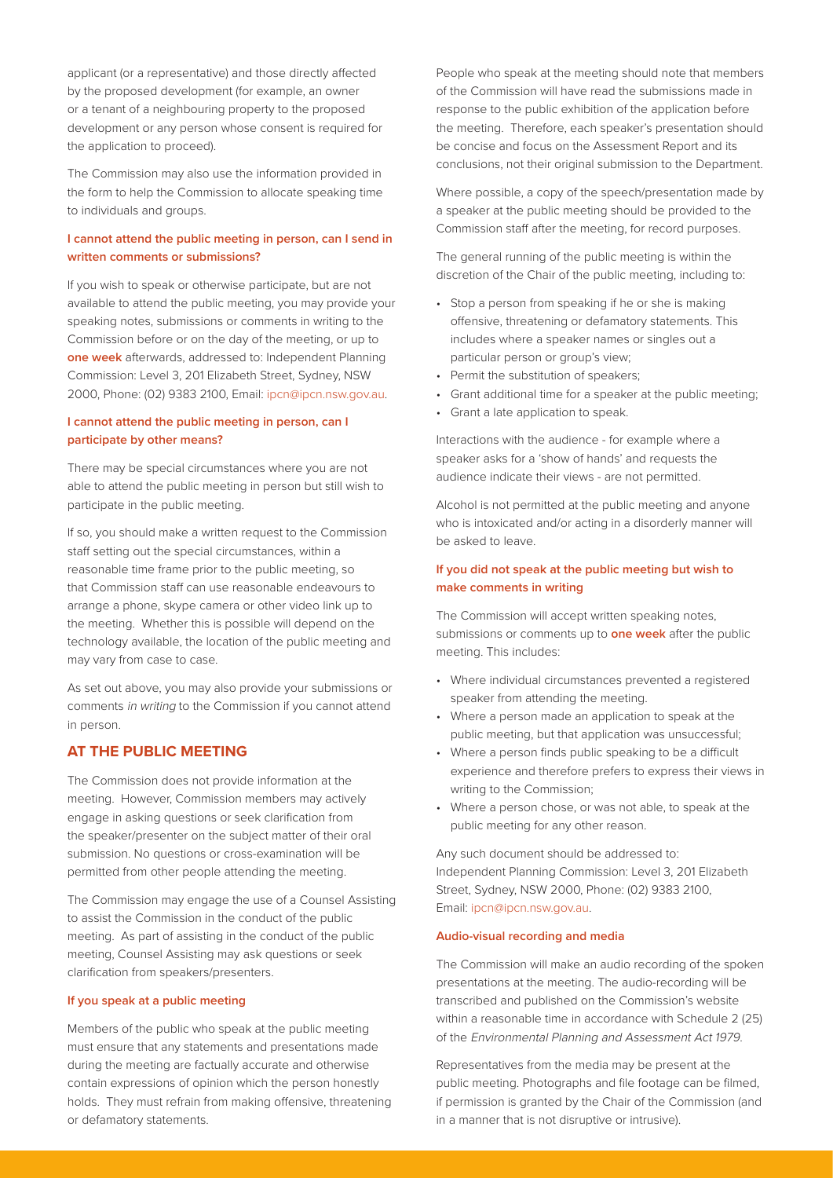applicant (or a representative) and those directly affected by the proposed development (for example, an owner or a tenant of a neighbouring property to the proposed development or any person whose consent is required for the application to proceed).

The Commission may also use the information provided in the form to help the Commission to allocate speaking time to individuals and groups.

### I cannot attend the public meeting in person, can I send in written comments or submissions?

If you wish to speak or otherwise participate, but are not available to attend the public meeting, you may provide your speaking notes, submissions or comments in writing to the Commission before or on the day of the meeting, or up to **one week** afterwards, addressed to: Independent Planning Commission: Level 3, 201 Elizabeth Street, Sydney, NSW 2000, Phone: (02) 9383 2100, Email: ipcn@ipcn.nsw.gov.au.

### I cannot attend the public meeting in person, can I participate by other means?

There may be special circumstances where you are not able to attend the public meeting in person but still wish to participate in the public meeting.

If so, you should make a written request to the Commission staff setting out the special circumstances, within a reasonable time frame prior to the public meeting, so that Commission staff can use reasonable endeavours to arrange a phone, skype camera or other video link up to the meeting. Whether this is possible will depend on the technology available, the location of the public meeting and may vary from case to case.

As set out above, you may also provide your submissions or comments *in writing* to the Commission if you cannot attend in person.

## AT THE PUBLIC MEETING

The Commission does not provide information at the meeting. However, Commission members may actively engage in asking questions or seek clarification from the speaker/presenter on the subject matter of their oral submission. No questions or cross-examination will be permitted from other people attending the meeting.

The Commission may engage the use of a Counsel Assisting to assist the Commission in the conduct of the public meeting. As part of assisting in the conduct of the public meeting, Counsel Assisting may ask questions or seek clarification from speakers/presenters.

### If you speak at a public meeting

Members of the public who speak at the public meeting must ensure that any statements and presentations made during the meeting are factually accurate and otherwise contain expressions of opinion which the person honestly holds. They must refrain from making offensive, threatening or defamatory statements.

People who speak at the meeting should note that members of the Commission will have read the submissions made in response to the public exhibition of the application before the meeting. Therefore, each speaker's presentation should be concise and focus on the Assessment Report and its conclusions, not their original submission to the Department.

Where possible, a copy of the speech/presentation made by a speaker at the public meeting should be provided to the Commission staff after the meeting, for record purposes.

The general running of the public meeting is within the discretion of the Chair of the public meeting, including to:

- Stop a person from speaking if he or she is making offensive, threatening or defamatory statements. This includes where a speaker names or singles out a particular person or group's view;
- Permit the substitution of speakers;
- Grant additional time for a speaker at the public meeting;
- Grant a late application to speak.

Interactions with the audience - for example where a speaker asks for a 'show of hands' and requests the audience indicate their views - are not permitted.

Alcohol is not permitted at the public meeting and anyone who is intoxicated and/or acting in a disorderly manner will be asked to leave.

### If you did not speak at the public meeting but wish to make comments in writing

The Commission will accept written speaking notes, submissions or comments up to **one week** after the public meeting. This includes:

- Where individual circumstances prevented a registered speaker from attending the meeting.
- Where a person made an application to speak at the public meeting, but that application was unsuccessful;
- Where a person finds public speaking to be a difficult experience and therefore prefers to express their views in writing to the Commission;
- Where a person chose, or was not able, to speak at the public meeting for any other reason.

Any such document should be addressed to: Independent Planning Commission: Level 3, 201 Elizabeth Street, Sydney, NSW 2000, Phone: (02) 9383 2100, Email: ipcn@ipcn.nsw.gov.au.

### Audio-visual recording and media

The Commission will make an audio recording of the spoken presentations at the meeting. The audio-recording will be transcribed and published on the Commission's website within a reasonable time in accordance with Schedule 2 (25) of the *Environmental Planning and Assessment Act 1979*.

Representatives from the media may be present at the public meeting. Photographs and file footage can be filmed, if permission is granted by the Chair of the Commission (and in a manner that is not disruptive or intrusive).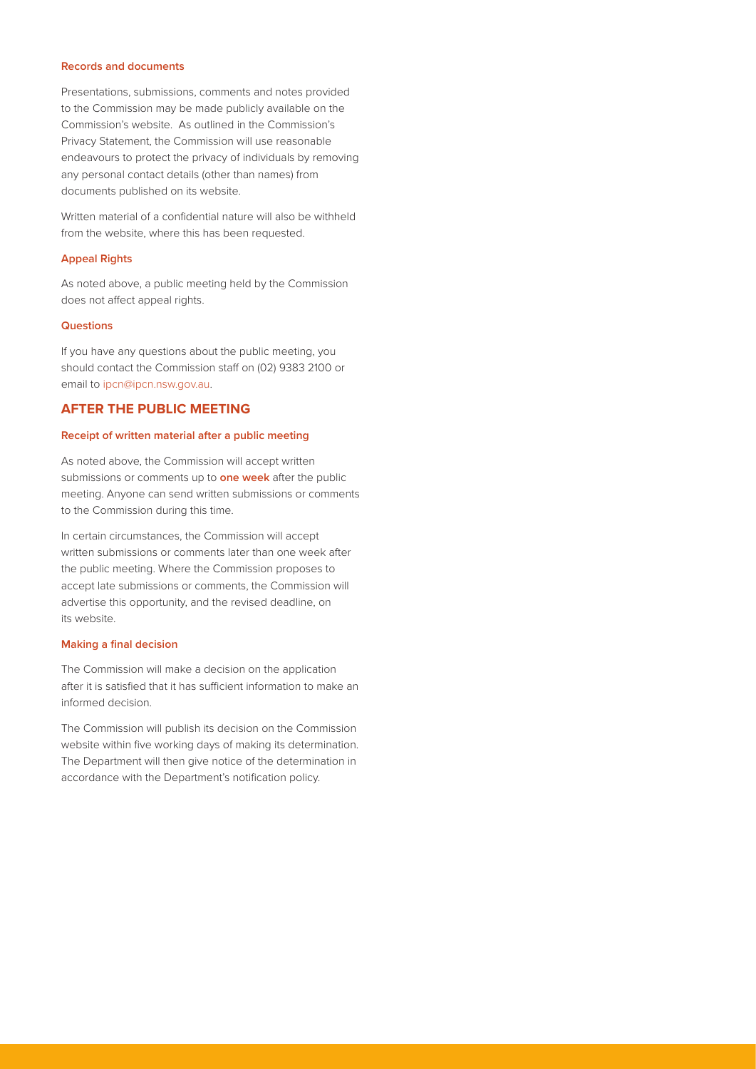#### Records and documents

Presentations, submissions, comments and notes provided to the Commission may be made publicly available on the Commission's website. As outlined in the Commission's Privacy Statement, the Commission will use reasonable endeavours to protect the privacy of individuals by removing any personal contact details (other than names) from documents published on its website.

Written material of a confidential nature will also be withheld from the website, where this has been requested.

#### Appeal Rights

As noted above, a public meeting held by the Commission does not affect appeal rights.

#### Questions

If you have any questions about the public meeting, you should contact the Commission staff on (02) 9383 2100 or email to ipcn@ipcn.nsw.gov.au.

## AFTER THE PUBLIC MEETING

#### Receipt of written material after a public meeting

As noted above, the Commission will accept written submissions or comments up to **one week** after the public meeting. Anyone can send written submissions or comments to the Commission during this time.

In certain circumstances, the Commission will accept written submissions or comments later than one week after the public meeting. Where the Commission proposes to accept late submissions or comments, the Commission will advertise this opportunity, and the revised deadline, on its website.

#### Making a final decision

The Commission will make a decision on the application after it is satisfied that it has sufficient information to make an informed decision.

The Commission will publish its decision on the Commission website within five working days of making its determination. The Department will then give notice of the determination in accordance with the Department's notification policy.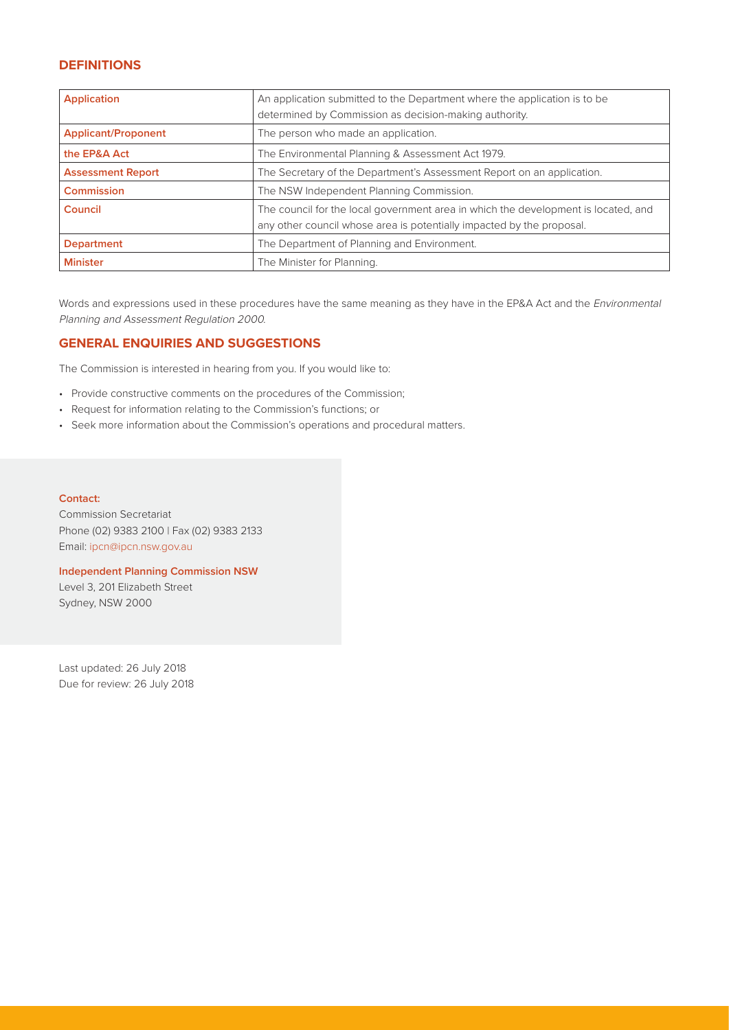## DEFINITIONS

| | |
|---|---|
| **Application** | An application submitted to the Department where the application is to be determined by Commission as decision-making authority. |
| **Applicant/Proponent** | The person who made an application. |
| **the EP&A Act** | The Environmental Planning & Assessment Act 1979. |
| **Assessment Report** | The Secretary of the Department's Assessment Report on an application. |
| **Commission** | The NSW Independent Planning Commission. |
| **Council** | The council for the local government area in which the development is located, and any other council whose area is potentially impacted by the proposal. |
| **Department** | The Department of Planning and Environment. |
| **Minister** | The Minister for Planning. |

Words and expressions used in these procedures have the same meaning as they have in the EP&A Act and the *Environmental Planning and Assessment Regulation 2000*.

## GENERAL ENQUIRIES AND SUGGESTIONS

The Commission is interested in hearing from you. If you would like to:

- Provide constructive comments on the procedures of the Commission;
- Request for information relating to the Commission's functions; or
- Seek more information about the Commission's operations and procedural matters.

**Contact:**
Commission Secretariat
Phone (02) 9383 2100 | Fax (02) 9383 2133
Email: ipcn@ipcn.nsw.gov.au

**Independent Planning Commission NSW**
Level 3, 201 Elizabeth Street
Sydney, NSW 2000

Last updated: 26 July 2018
Due for review: 26 July 2018